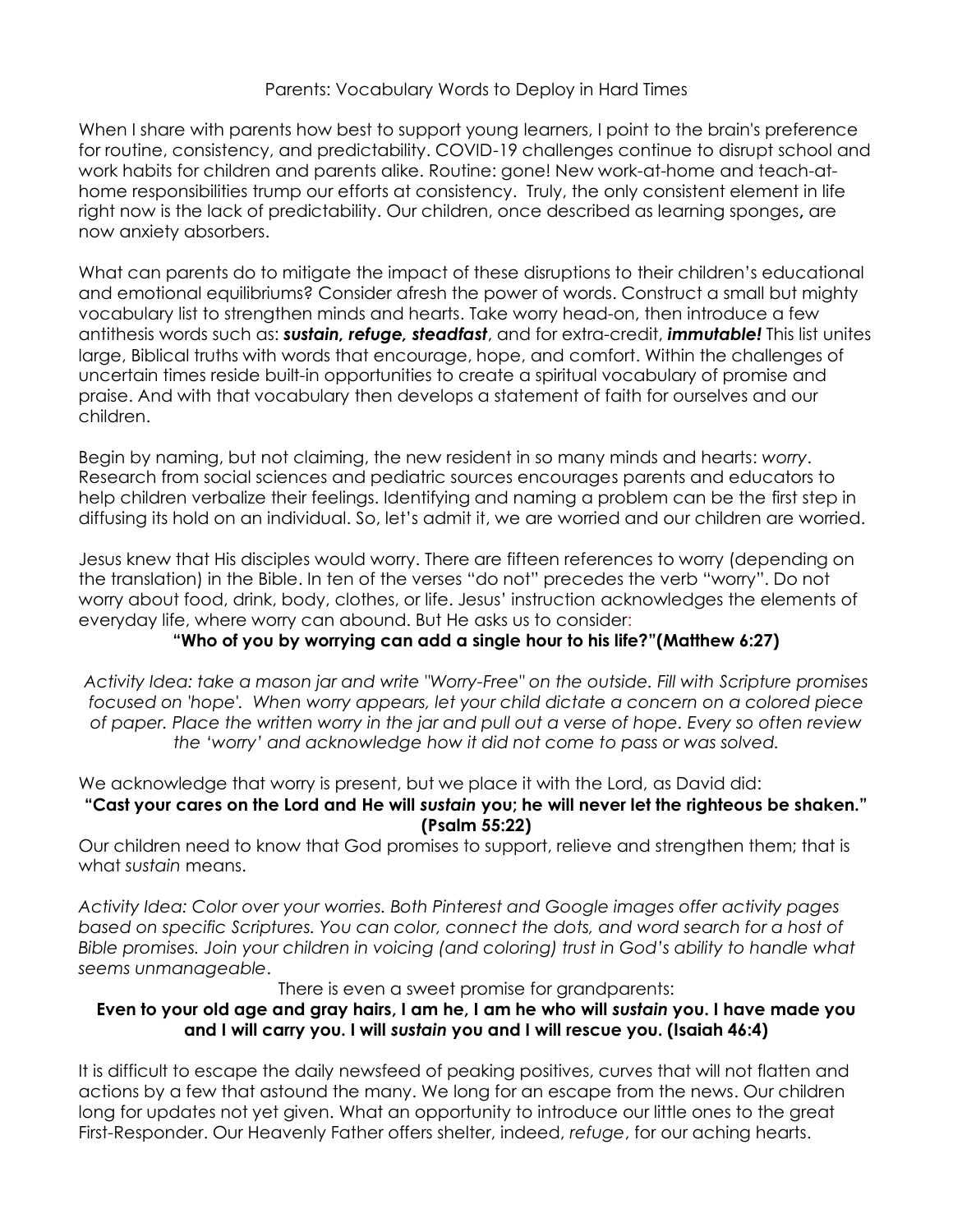# Parents: Vocabulary Words to Deploy in Hard Times

When I share with parents how best to support young learners, I point to the brain's preference for routine, consistency, and predictability. COVID-19 challenges continue to disrupt school and work habits for children and parents alike. Routine: gone! New work-at-home and teach-at-home responsibilities trump our efforts at consistency. Truly, the only consistent element in life right now is the lack of predictability. Our children, once described as learning sponges**,** are now anxiety absorbers.

What can parents do to mitigate the impact of these disruptions to their children's educational and emotional equilibriums? Consider afresh the power of words. Construct a small but mighty vocabulary list to strengthen minds and hearts. Take worry head-on, then introduce a few antithesis words such as: ***sustain, refuge, steadfast***, and for extra-credit, ***immutable!*** This list unites large, Biblical truths with words that encourage, hope, and comfort. Within the challenges of uncertain times reside built-in opportunities to create a spiritual vocabulary of promise and praise. And with that vocabulary then develops a statement of faith for ourselves and our children.

Begin by naming, but not claiming, the new resident in so many minds and hearts: *worry*. Research from social sciences and pediatric sources encourages parents and educators to help children verbalize their feelings. Identifying and naming a problem can be the first step in diffusing its hold on an individual. So, let's admit it, we are worried and our children are worried.

Jesus knew that His disciples would worry. There are fifteen references to worry (depending on the translation) in the Bible. In ten of the verses "do not" precedes the verb "worry". Do not worry about food, drink, body, clothes, or life. Jesus' instruction acknowledges the elements of everyday life, where worry can abound. But He asks us to consider:

**"Who of you by worrying can add a single hour to his life?"(Matthew 6:27)**

*Activity Idea: take a mason jar and write "Worry-Free" on the outside. Fill with Scripture promises focused on 'hope'. When worry appears, let your child dictate a concern on a colored piece of paper. Place the written worry in the jar and pull out a verse of hope. Every so often review the 'worry' and acknowledge how it did not come to pass or was solved.*

We acknowledge that worry is present, but we place it with the Lord, as David did:

**"Cast your cares on the Lord and He will *sustain* you; he will never let the righteous be shaken." (Psalm 55:22)**

Our children need to know that God promises to support, relieve and strengthen them; that is what *sustain* means.

*Activity Idea: Color over your worries. Both Pinterest and Google images offer activity pages based on specific Scriptures. You can color, connect the dots, and word search for a host of Bible promises. Join your children in voicing (and coloring) trust in God's ability to handle what seems unmanageable*.

There is even a sweet promise for grandparents:

**Even to your old age and gray hairs, I am he, I am he who will *sustain* you. I have made you and I will carry you. I will *sustain* you and I will rescue you. (Isaiah 46:4)**

It is difficult to escape the daily newsfeed of peaking positives, curves that will not flatten and actions by a few that astound the many. We long for an escape from the news. Our children long for updates not yet given. What an opportunity to introduce our little ones to the great First-Responder. Our Heavenly Father offers shelter, indeed, *refuge*, for our aching hearts.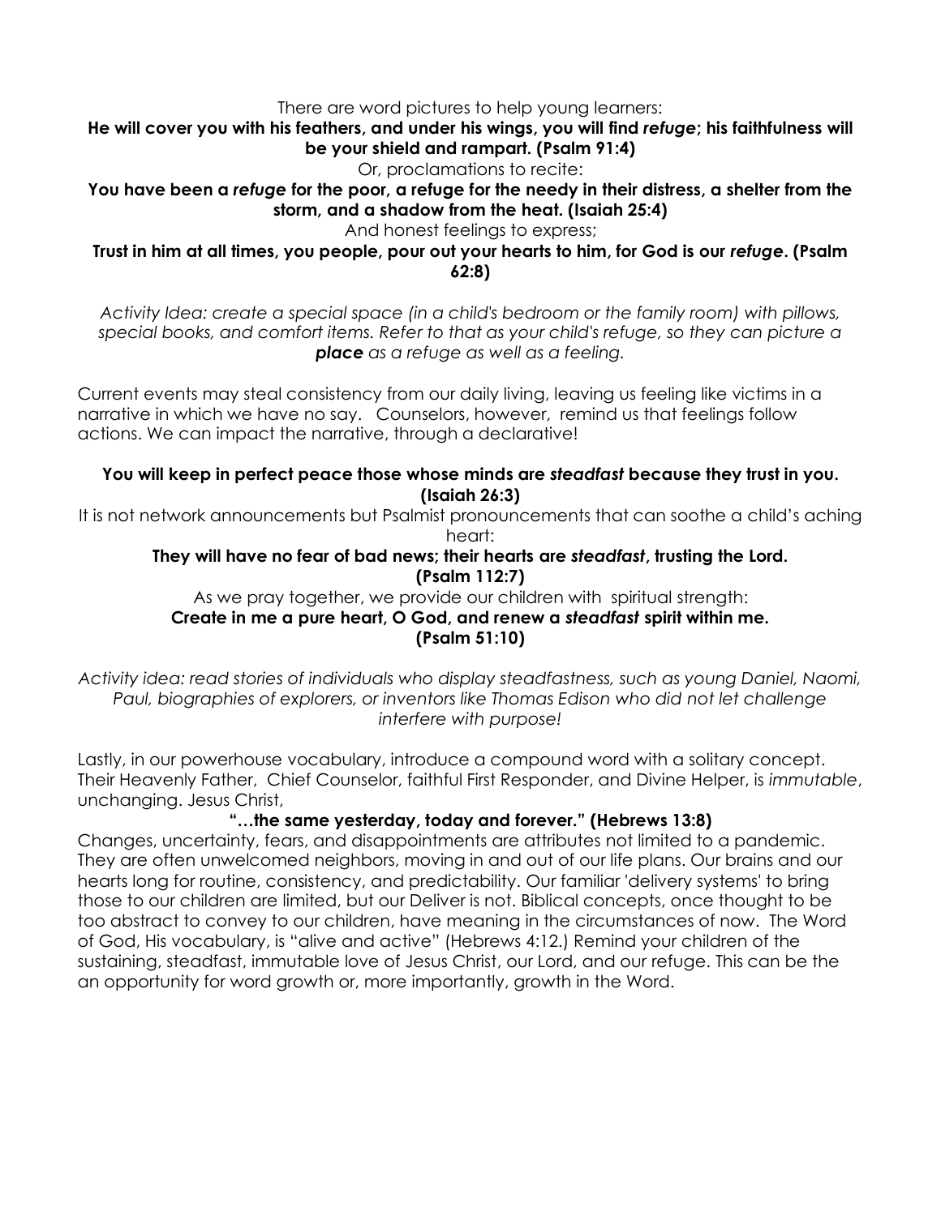There are word pictures to help young learners:

**He will cover you with his feathers, and under his wings, you will find *refuge*; his faithfulness will be your shield and rampart. (Psalm 91:4)**

Or, proclamations to recite:

**You have been a *refuge* for the poor, a refuge for the needy in their distress, a shelter from the storm, and a shadow from the heat. (Isaiah 25:4)**

And honest feelings to express;

**Trust in him at all times, you people, pour out your hearts to him, for God is our *refuge*. (Psalm 62:8)**

*Activity Idea: create a special space (in a child's bedroom or the family room) with pillows, special books, and comfort items. Refer to that as your child's refuge, so they can picture a **place** as a refuge as well as a feeling.*

Current events may steal consistency from our daily living, leaving us feeling like victims in a narrative in which we have no say. Counselors, however, remind us that feelings follow actions. We can impact the narrative, through a declarative!

**You will keep in perfect peace those whose minds are *steadfast* because they trust in you. (Isaiah 26:3)**

It is not network announcements but Psalmist pronouncements that can soothe a child's aching heart:

**They will have no fear of bad news; their hearts are *steadfast*, trusting the Lord. (Psalm 112:7)**

As we pray together, we provide our children with spiritual strength:

**Create in me a pure heart, O God, and renew a *steadfast* spirit within me. (Psalm 51:10)**

*Activity idea: read stories of individuals who display steadfastness, such as young Daniel, Naomi, Paul, biographies of explorers, or inventors like Thomas Edison who did not let challenge interfere with purpose!*

Lastly, in our powerhouse vocabulary, introduce a compound word with a solitary concept. Their Heavenly Father, Chief Counselor, faithful First Responder, and Divine Helper, is *immutable*, unchanging. Jesus Christ,

**"…the same yesterday, today and forever." (Hebrews 13:8)**

Changes, uncertainty, fears, and disappointments are attributes not limited to a pandemic. They are often unwelcomed neighbors, moving in and out of our life plans. Our brains and our hearts long for routine, consistency, and predictability. Our familiar 'delivery systems' to bring those to our children are limited, but our Deliver is not. Biblical concepts, once thought to be too abstract to convey to our children, have meaning in the circumstances of now. The Word of God, His vocabulary, is "alive and active" (Hebrews 4:12.) Remind your children of the sustaining, steadfast, immutable love of Jesus Christ, our Lord, and our refuge. This can be the an opportunity for word growth or, more importantly, growth in the Word.